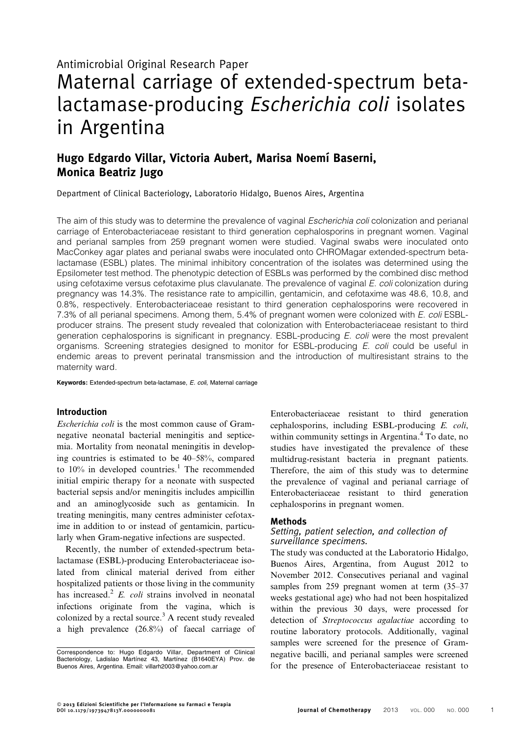Antimicrobial Original Research Paper

# Maternal carriage of extended-spectrum beta-lactamase-producing *Escherichia coli* isolates in Argentina

## Hugo Edgardo Villar, Victoria Aubert, Marisa Noemí Baserni, Monica Beatriz Jugo

Department of Clinical Bacteriology, Laboratorio Hidalgo, Buenos Aires, Argentina

The aim of this study was to determine the prevalence of vaginal *Escherichia coli* colonization and perianal carriage of Enterobacteriaceae resistant to third generation cephalosporins in pregnant women. Vaginal and perianal samples from 259 pregnant women were studied. Vaginal swabs were inoculated onto MacConkey agar plates and perianal swabs were inoculated onto CHROMagar extended-spectrum beta-lactamase (ESBL) plates. The minimal inhibitory concentration of the isolates was determined using the Epsilometer test method. The phenotypic detection of ESBLs was performed by the combined disc method using cefotaxime versus cefotaxime plus clavulanate. The prevalence of vaginal *E. coli* colonization during pregnancy was 14.3%. The resistance rate to ampicillin, gentamicin, and cefotaxime was 48.6, 10.8, and 0.8%, respectively. Enterobacteriaceae resistant to third generation cephalosporins were recovered in 7.3% of all perianal specimens. Among them, 5.4% of pregnant women were colonized with *E. coli* ESBL-producer strains. The present study revealed that colonization with Enterobacteriaceae resistant to third generation cephalosporins is significant in pregnancy. ESBL-producing *E. coli* were the most prevalent organisms. Screening strategies designed to monitor for ESBL-producing *E. coli* could be useful in endemic areas to prevent perinatal transmission and the introduction of multiresistant strains to the maternity ward.

**Keywords:** Extended-spectrum beta-lactamase, *E. coli*, Maternal carriage

## Introduction

*Escherichia coli* is the most common cause of Gram-negative neonatal bacterial meningitis and septicemia. Mortality from neonatal meningitis in developing countries is estimated to be 40–58%, compared to 10% in developed countries.[1] The recommended initial empiric therapy for a neonate with suspected bacterial sepsis and/or meningitis includes ampicillin and an aminoglycoside such as gentamicin. In treating meningitis, many centres administer cefotaxime in addition to or instead of gentamicin, particularly when Gram-negative infections are suspected.

Recently, the number of extended-spectrum beta-lactamase (ESBL)-producing Enterobacteriaceae isolated from clinical material derived from either hospitalized patients or those living in the community has increased.[2] *E. coli* strains involved in neonatal infections originate from the vagina, which is colonized by a rectal source.[3] A recent study revealed a high prevalence (26.8%) of faecal carriage of Enterobacteriaceae resistant to third generation cephalosporins, including ESBL-producing *E. coli*, within community settings in Argentina.[4] To date, no studies have investigated the prevalence of these multidrug-resistant bacteria in pregnant patients. Therefore, the aim of this study was to determine the prevalence of vaginal and perianal carriage of Enterobacteriaceae resistant to third generation cephalosporins in pregnant women.

Correspondence to: Hugo Edgardo Villar, Department of Clinical Bacteriology, Ladislao Martínez 43, Martínez (B1640EYA) Prov. de Buenos Aires, Argentina. Email: villarh2003@yahoo.com.ar

## Methods

### Setting, patient selection, and collection of surveillance specimens.

The study was conducted at the Laboratorio Hidalgo, Buenos Aires, Argentina, from August 2012 to November 2012. Consecutives perianal and vaginal samples from 259 pregnant women at term (35–37 weeks gestational age) who had not been hospitalized within the previous 30 days, were processed for detection of *Streptococcus agalactiae* according to routine laboratory protocols. Additionally, vaginal samples were screened for the presence of Gram-negative bacilli, and perianal samples were screened for the presence of Enterobacteriaceae resistant to

© 2013 Edizioni Scientifiche per l'Informazione su Farmaci e Terapia
DOI 10.1179/1973947813Y.0000000081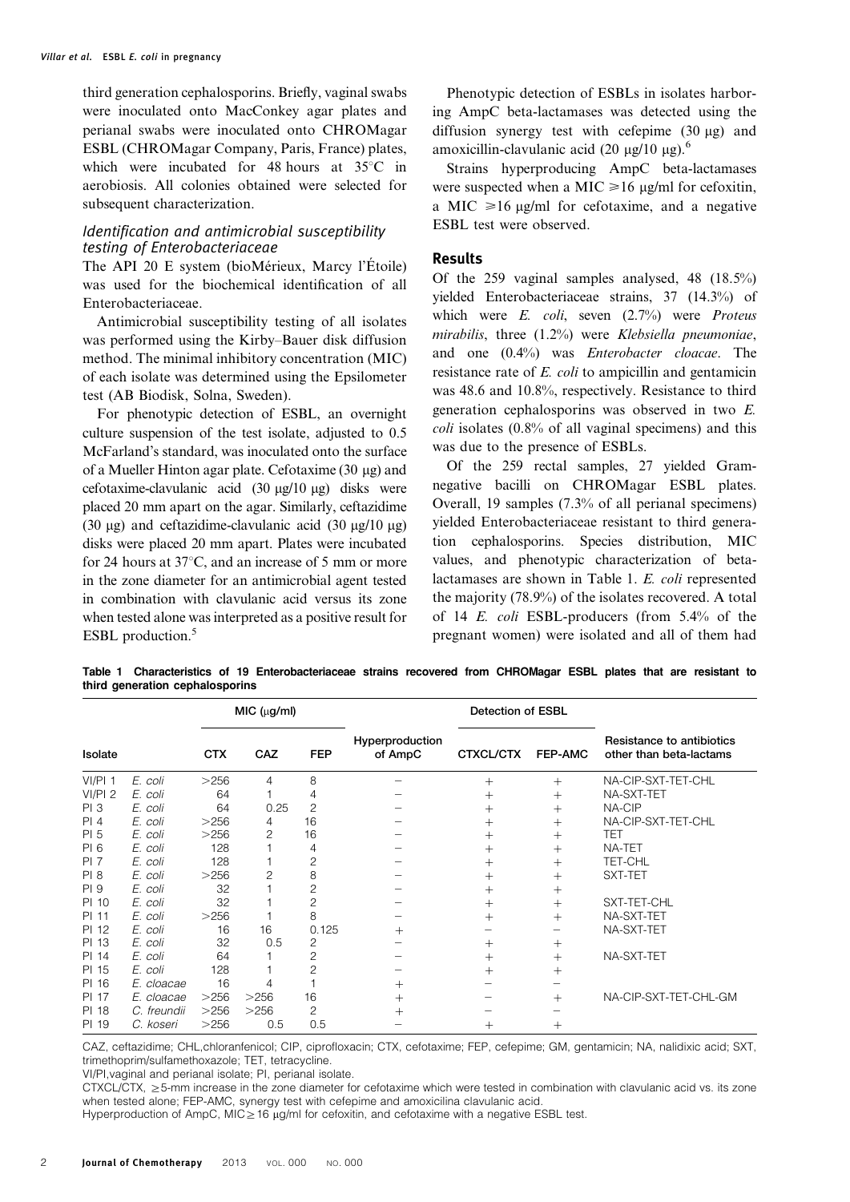third generation cephalosporins. Briefly, vaginal swabs were inoculated onto MacConkey agar plates and perianal swabs were inoculated onto CHROMagar ESBL (CHROMagar Company, Paris, France) plates, which were incubated for 48 hours at 35°C in aerobiosis. All colonies obtained were selected for subsequent characterization.

### Identification and antimicrobial susceptibility testing of Enterobacteriaceae

The API 20 E system (bioMérieux, Marcy l'Étoile) was used for the biochemical identification of all Enterobacteriaceae.

Antimicrobial susceptibility testing of all isolates was performed using the Kirby–Bauer disk diffusion method. The minimal inhibitory concentration (MIC) of each isolate was determined using the Epsilometer test (AB Biodisk, Solna, Sweden).

For phenotypic detection of ESBL, an overnight culture suspension of the test isolate, adjusted to 0.5 McFarland's standard, was inoculated onto the surface of a Mueller Hinton agar plate. Cefotaxime (30 μg) and cefotaxime-clavulanic acid (30 μg/10 μg) disks were placed 20 mm apart on the agar. Similarly, ceftazidime (30 μg) and ceftazidime-clavulanic acid (30 μg/10 μg) disks were placed 20 mm apart. Plates were incubated for 24 hours at 37°C, and an increase of 5 mm or more in the zone diameter for an antimicrobial agent tested in combination with clavulanic acid versus its zone when tested alone was interpreted as a positive result for ESBL production.[5]

Phenotypic detection of ESBLs in isolates harboring AmpC beta-lactamases was detected using the diffusion synergy test with cefepime (30 μg) and amoxicillin-clavulanic acid (20 μg/10 μg).[6]

Strains hyperproducing AmpC beta-lactamases were suspected when a MIC ≥16 μg/ml for cefoxitin, a MIC ≥16 μg/ml for cefotaxime, and a negative ESBL test were observed.

## Results

Of the 259 vaginal samples analysed, 48 (18.5%) yielded Enterobacteriaceae strains, 37 (14.3%) of which were *E. coli*, seven (2.7%) were *Proteus mirabilis*, three (1.2%) were *Klebsiella pneumoniae*, and one (0.4%) was *Enterobacter cloacae*. The resistance rate of *E. coli* to ampicillin and gentamicin was 48.6 and 10.8%, respectively. Resistance to third generation cephalosporins was observed in two *E. coli* isolates (0.8% of all vaginal specimens) and this was due to the presence of ESBLs.

Of the 259 rectal samples, 27 yielded Gram-negative bacilli on CHROMagar ESBL plates. Overall, 19 samples (7.3% of all perianal specimens) yielded Enterobacteriaceae resistant to third generation cephalosporins. Species distribution, MIC values, and phenotypic characterization of beta-lactamases are shown in Table 1. *E. coli* represented the majority (78.9%) of the isolates recovered. A total of 14 *E. coli* ESBL-producers (from 5.4% of the pregnant women) were isolated and all of them had

**Table 1 Characteristics of 19 Enterobacteriaceae strains recovered from CHROMagar ESBL plates that are resistant to third generation cephalosporins**

| Isolate | | MIC (μg/ml) | | | Hyperproduction of AmpC | Detection of ESBL | | Resistance to antibiotics other than beta-lactams |
|---|---|---|---|---|---|---|---|---|
| | | CTX | CAZ | FEP | | CTXCL/CTX | FEP-AMC | |
| VI/PI 1 | *E. coli* | >256 | 4 | 8 | − | + | + | NA-CIP-SXT-TET-CHL |
| VI/PI 2 | *E. coli* | 64 | 1 | 4 | − | + | + | NA-SXT-TET |
| PI 3 | *E. coli* | 64 | 0.25 | 2 | − | + | + | NA-CIP |
| PI 4 | *E. coli* | >256 | 4 | 16 | − | + | + | NA-CIP-SXT-TET-CHL |
| PI 5 | *E. coli* | >256 | 2 | 16 | − | + | + | TET |
| PI 6 | *E. coli* | 128 | 1 | 4 | − | + | + | NA-TET |
| PI 7 | *E. coli* | 128 | 1 | 2 | − | + | + | TET-CHL |
| PI 8 | *E. coli* | >256 | 2 | 8 | − | + | + | SXT-TET |
| PI 9 | *E. coli* | 32 | 1 | 2 | − | + | + | |
| PI 10 | *E. coli* | 32 | 1 | 2 | − | + | + | SXT-TET-CHL |
| PI 11 | *E. coli* | >256 | 1 | 8 | − | + | + | NA-SXT-TET |
| PI 12 | *E. coli* | 16 | 16 | 0.125 | + | − | − | NA-SXT-TET |
| PI 13 | *E. coli* | 32 | 0.5 | 2 | − | + | + | |
| PI 14 | *E. coli* | 64 | 1 | 2 | − | + | + | NA-SXT-TET |
| PI 15 | *E. coli* | 128 | 1 | 2 | − | + | + | |
| PI 16 | *E. cloacae* | 16 | 4 | 1 | + | − | − | |
| PI 17 | *E. cloacae* | >256 | >256 | 16 | + | − | + | NA-CIP-SXT-TET-CHL-GM |
| PI 18 | *C. freundii* | >256 | >256 | 2 | + | − | − | |
| PI 19 | *C. koseri* | >256 | 0.5 | 0.5 | − | + | + | |

CAZ, ceftazidime; CHL,chloranfenicol; CIP, ciprofloxacin; CTX, cefotaxime; FEP, cefepime; GM, gentamicin; NA, nalidixic acid; SXT, trimethoprim/sulfamethoxazole; TET, tetracycline.

VI/PI,vaginal and perianal isolate; PI, perianal isolate.

CTXCL/CTX, ≥5-mm increase in the zone diameter for cefotaxime which were tested in combination with clavulanic acid vs. its zone when tested alone; FEP-AMC, synergy test with cefepime and amoxicilina clavulanic acid.

Hyperproduction of AmpC, MIC≥16 μg/ml for cefoxitin, and cefotaxime with a negative ESBL test.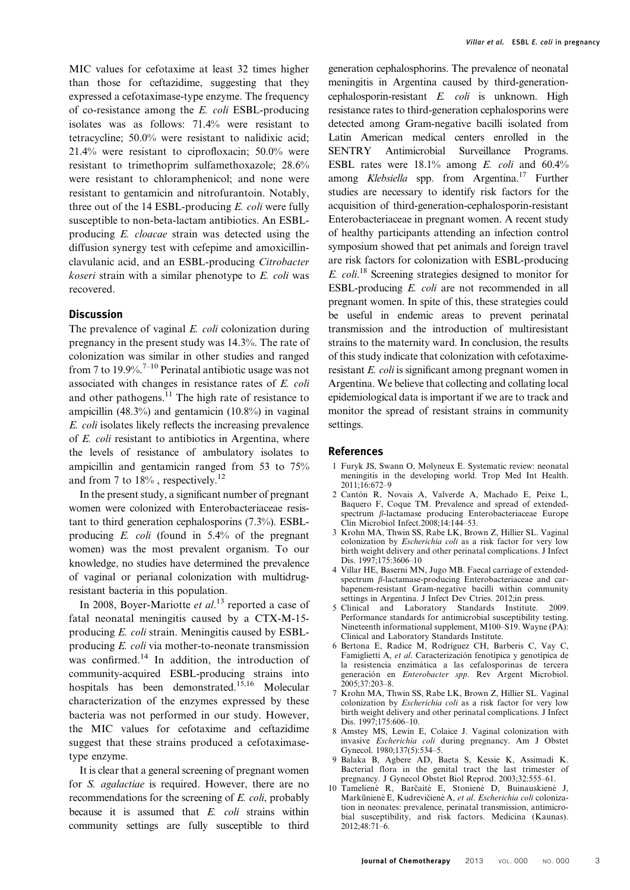MIC values for cefotaxime at least 32 times higher than those for ceftazidime, suggesting that they expressed a cefotaximase-type enzyme. The frequency of co-resistance among the *E. coli* ESBL-producing isolates was as follows: 71.4% were resistant to tetracycline; 50.0% were resistant to nalidixic acid; 21.4% were resistant to ciprofloxacin; 50.0% were resistant to trimethoprim sulfamethoxazole; 28.6% were resistant to chloramphenicol; and none were resistant to gentamicin and nitrofurantoin. Notably, three out of the 14 ESBL-producing *E. coli* were fully susceptible to non-beta-lactam antibiotics. An ESBL-producing *E. cloacae* strain was detected using the diffusion synergy test with cefepime and amoxicillin-clavulanic acid, and an ESBL-producing *Citrobacter koseri* strain with a similar phenotype to *E. coli* was recovered.

## Discussion

The prevalence of vaginal *E. coli* colonization during pregnancy in the present study was 14.3%. The rate of colonization was similar in other studies and ranged from 7 to 19.9%.[7–10] Perinatal antibiotic usage was not associated with changes in resistance rates of *E. coli* and other pathogens.[11] The high rate of resistance to ampicillin (48.3%) and gentamicin (10.8%) in vaginal *E. coli* isolates likely reflects the increasing prevalence of *E. coli* resistant to antibiotics in Argentina, where the levels of resistance of ambulatory isolates to ampicillin and gentamicin ranged from 53 to 75% and from 7 to 18% , respectively.[12]

In the present study, a significant number of pregnant women were colonized with Enterobacteriaceae resistant to third generation cephalosporins (7.3%). ESBL-producing *E. coli* (found in 5.4% of the pregnant women) was the most prevalent organism. To our knowledge, no studies have determined the prevalence of vaginal or perianal colonization with multidrug-resistant bacteria in this population.

In 2008, Boyer-Mariotte *et al.*[13] reported a case of fatal neonatal meningitis caused by a CTX-M-15-producing *E. coli* strain. Meningitis caused by ESBL-producing *E. coli* via mother-to-neonate transmission was confirmed.[14] In addition, the introduction of community-acquired ESBL-producing strains into hospitals has been demonstrated.[15,16] Molecular characterization of the enzymes expressed by these bacteria was not performed in our study. However, the MIC values for cefotaxime and ceftazidime suggest that these strains produced a cefotaximase-type enzyme.

It is clear that a general screening of pregnant women for *S. agalactiae* is required. However, there are no recommendations for the screening of *E. coli*, probably because it is assumed that *E. coli* strains within community settings are fully susceptible to third generation cephalosphorins. The prevalence of neonatal meningitis in Argentina caused by third-generation-cephalosporin-resistant *E. coli* is unknown. High resistance rates to third-generation cephalosporins were detected among Gram-negative bacilli isolated from Latin American medical centers enrolled in the SENTRY Antimicrobial Surveillance Programs. ESBL rates were 18.1% among *E. coli* and 60.4% among *Klebsiella* spp. from Argentina.[17] Further studies are necessary to identify risk factors for the acquisition of third-generation-cephalosporin-resistant Enterobacteriaceae in pregnant women. A recent study of healthy participants attending an infection control symposium showed that pet animals and foreign travel are risk factors for colonization with ESBL-producing *E. coli*.[18] Screening strategies designed to monitor for ESBL-producing *E. coli* are not recommended in all pregnant women. In spite of this, these strategies could be useful in endemic areas to prevent perinatal transmission and the introduction of multiresistant strains to the maternity ward. In conclusion, the results of this study indicate that colonization with cefotaxime-resistant *E. coli* is significant among pregnant women in Argentina. We believe that collecting and collating local epidemiological data is important if we are to track and monitor the spread of resistant strains in community settings.

## References

1. Furyk JS, Swann O, Molyneux E. Systematic review: neonatal meningitis in the developing world. Trop Med Int Health. 2011;16:672–9
2. Cantón R, Novais A, Valverde A, Machado E, Peixe L, Baquero F, Coque TM. Prevalence and spread of extended-spectrum β-lactamase producing Enterobacteriaceae Europe Clin Microbiol Infect.2008;14:144–53.
3. Krohn MA, Thwin SS, Rabe LK, Brown Z, Hillier SL. Vaginal colonization by *Escherichia coli* as a risk factor for very low birth weight delivery and other perinatal complications. J Infect Dis. 1997;175:3606–10
4. Villar HE, Baserni MN, Jugo MB. Faecal carriage of extended-spectrum β-lactamase-producing Enterobacteriaceae and carbapenem-resistant Gram-negative bacilli within community settings in Argentina. J Infect Dev Ctries. 2012;in press.
5. Clinical and Laboratory Standards Institute. 2009. Performance standards for antimicrobial susceptibility testing. Nineteenth informational supplement, M100–S19. Wayne (PA): Clinical and Laboratory Standards Institute.
6. Bertona E, Radice M, Rodríguez CH, Barberis C, Vay C, Famiglietti A, *et al.* Caracterización fenotípica y genotípica de la resistencia enzimática a las cefalosporinas de tercera generación en *Enterobacter spp*. Rev Argent Microbiol. 2005;37:203–8.
7. Krohn MA, Thwin SS, Rabe LK, Brown Z, Hillier SL. Vaginal colonization by *Escherichia coli* as a risk factor for very low birth weight delivery and other perinatal complications. J Infect Dis. 1997;175:606–10.
8. Amstey MS, Lewin E, Colaice J. Vaginal colonization with invasive *Escherichia coli* during pregnancy. Am J Obstet Gynecol. 1980;137(5):534–5.
9. Balaka B, Agbere AD, Baeta S, Kessie K, Assimadi K. Bacterial flora in the genital tract the last trimester of pregnancy. J Gynecol Obstet Biol Reprod. 2003;32:555–61.
10. Tamelienė R, Barčaitė E, Stonienė D, Buinauskienė J, Markūnienė E, Kudrevičienė A, *et al. Escherichia coli* colonization in neonates: prevalence, perinatal transmission, antimicrobial susceptibility, and risk factors. Medicina (Kaunas). 2012;48:71–6.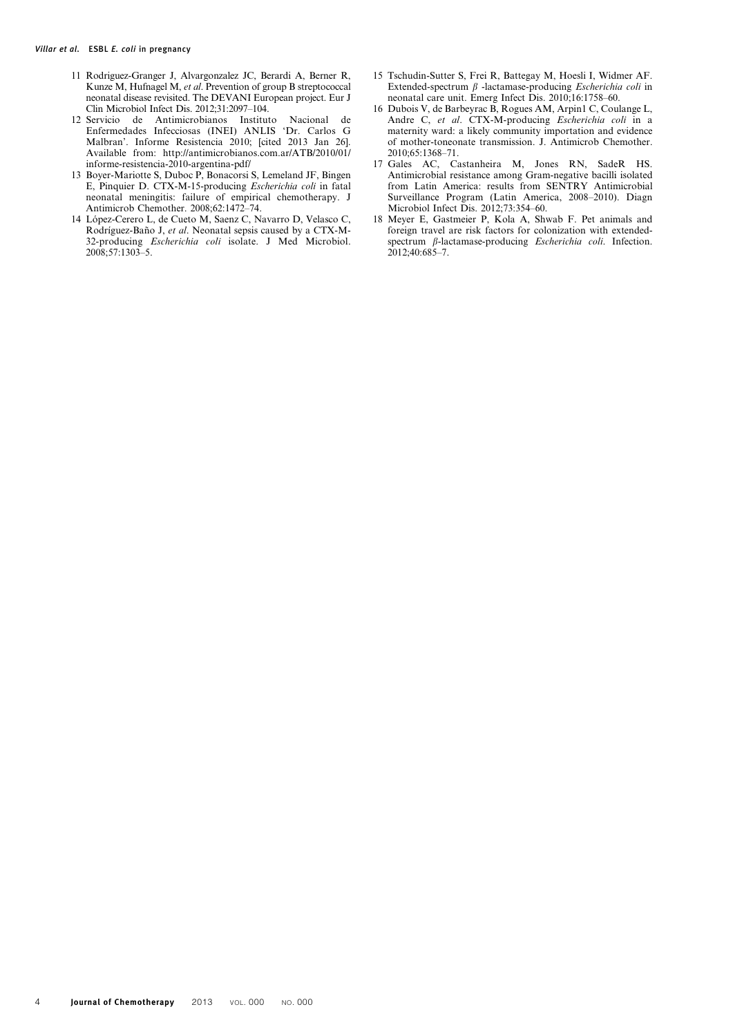11 Rodriguez-Granger J, Alvargonzalez JC, Berardi A, Berner R, Kunze M, Hufnagel M, *et al*. Prevention of group B streptococcal neonatal disease revisited. The DEVANI European project. Eur J Clin Microbiol Infect Dis. 2012;31:2097–104.

12 Servicio de Antimicrobianos Instituto Nacional de Enfermedades Infecciosas (INEI) ANLIS 'Dr. Carlos G Malbran'. Informe Resistencia 2010; [cited 2013 Jan 26]. Available from: http://antimicrobianos.com.ar/ATB/2010/01/informe-resistencia-2010-argentina-pdf/

13 Boyer-Mariotte S, Duboc P, Bonacorsi S, Lemeland JF, Bingen E, Pinquier D. CTX-M-15-producing *Escherichia coli* in fatal neonatal meningitis: failure of empirical chemotherapy. J Antimicrob Chemother. 2008;62:1472–74.

14 López-Cerero L, de Cueto M, Saenz C, Navarro D, Velasco C, Rodríguez-Baño J, *et al*. Neonatal sepsis caused by a CTX-M-32-producing *Escherichia coli* isolate. J Med Microbiol. 2008;57:1303–5.

15 Tschudin-Sutter S, Frei R, Battegay M, Hoesli I, Widmer AF. Extended-spectrum $\beta$ -lactamase-producing *Escherichia coli* in neonatal care unit. Emerg Infect Dis. 2010;16:1758–60.

16 Dubois V, de Barbeyrac B, Rogues AM, Arpin1 C, Coulange L, Andre C, *et al*. CTX-M-producing *Escherichia coli* in a maternity ward: a likely community importation and evidence of mother-toneonate transmission. J. Antimicrob Chemother. 2010;65:1368–71.

17 Gales AC, Castanheira M, Jones RN, SadeR HS. Antimicrobial resistance among Gram-negative bacilli isolated from Latin America: results from SENTRY Antimicrobial Surveillance Program (Latin America, 2008–2010). Diagn Microbiol Infect Dis. 2012;73:354–60.

18 Meyer E, Gastmeier P, Kola A, Shwab F. Pet animals and foreign travel are risk factors for colonization with extended-spectrum $\beta$-lactamase-producing *Escherichia coli*. Infection. 2012;40:685–7.